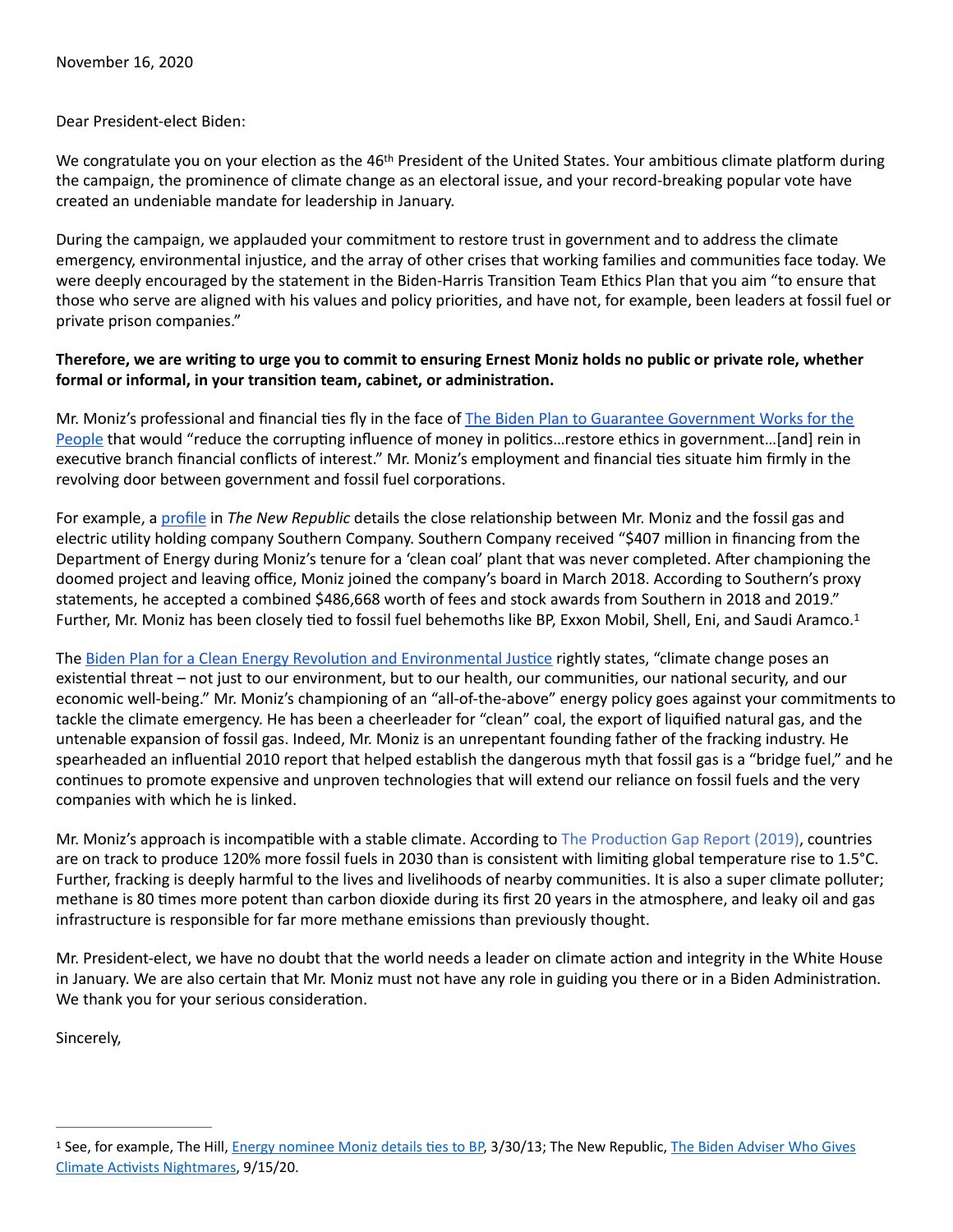November 16, 2020

Dear President-elect Biden:

We congratulate you on your election as the 46th President of the United States. Your ambitious climate platform during the campaign, the prominence of climate change as an electoral issue, and your record-breaking popular vote have created an undeniable mandate for leadership in January.

During the campaign, we applauded your commitment to restore trust in government and to address the climate emergency, environmental injustice, and the array of other crises that working families and communities face today. We were deeply encouraged by the statement in the Biden-Harris Transition Team Ethics Plan that you aim "to ensure that those who serve are aligned with his values and policy priorities, and have not, for example, been leaders at fossil fuel or private prison companies."

**Therefore, we are writing to urge you to commit to ensuring Ernest Moniz holds no public or private role, whether formal or informal, in your transition team, cabinet, or administration.**

Mr. Moniz's professional and financial ties fly in the face of The Biden Plan to Guarantee Government Works for the People that would "reduce the corrupting influence of money in politics…restore ethics in government…[and] rein in executive branch financial conflicts of interest." Mr. Moniz's employment and financial ties situate him firmly in the revolving door between government and fossil fuel corporations.

For example, a profile in *The New Republic* details the close relationship between Mr. Moniz and the fossil gas and electric utility holding company Southern Company. Southern Company received "$407 million in financing from the Department of Energy during Moniz's tenure for a 'clean coal' plant that was never completed. After championing the doomed project and leaving office, Moniz joined the company's board in March 2018. According to Southern's proxy statements, he accepted a combined $486,668 worth of fees and stock awards from Southern in 2018 and 2019." Further, Mr. Moniz has been closely tied to fossil fuel behemoths like BP, Exxon Mobil, Shell, Eni, and Saudi Aramco.[1]

The Biden Plan for a Clean Energy Revolution and Environmental Justice rightly states, "climate change poses an existential threat – not just to our environment, but to our health, our communities, our national security, and our economic well-being." Mr. Moniz's championing of an "all-of-the-above" energy policy goes against your commitments to tackle the climate emergency. He has been a cheerleader for "clean" coal, the export of liquified natural gas, and the untenable expansion of fossil gas. Indeed, Mr. Moniz is an unrepentant founding father of the fracking industry. He spearheaded an influential 2010 report that helped establish the dangerous myth that fossil gas is a "bridge fuel," and he continues to promote expensive and unproven technologies that will extend our reliance on fossil fuels and the very companies with which he is linked.

Mr. Moniz's approach is incompatible with a stable climate. According to The Production Gap Report (2019), countries are on track to produce 120% more fossil fuels in 2030 than is consistent with limiting global temperature rise to 1.5°C. Further, fracking is deeply harmful to the lives and livelihoods of nearby communities. It is also a super climate polluter; methane is 80 times more potent than carbon dioxide during its first 20 years in the atmosphere, and leaky oil and gas infrastructure is responsible for far more methane emissions than previously thought.

Mr. President-elect, we have no doubt that the world needs a leader on climate action and integrity in the White House in January. We are also certain that Mr. Moniz must not have any role in guiding you there or in a Biden Administration. We thank you for your serious consideration.

Sincerely,

---

[1] See, for example, The Hill, Energy nominee Moniz details ties to BP, 3/30/13; The New Republic, The Biden Adviser Who Gives Climate Activists Nightmares, 9/15/20.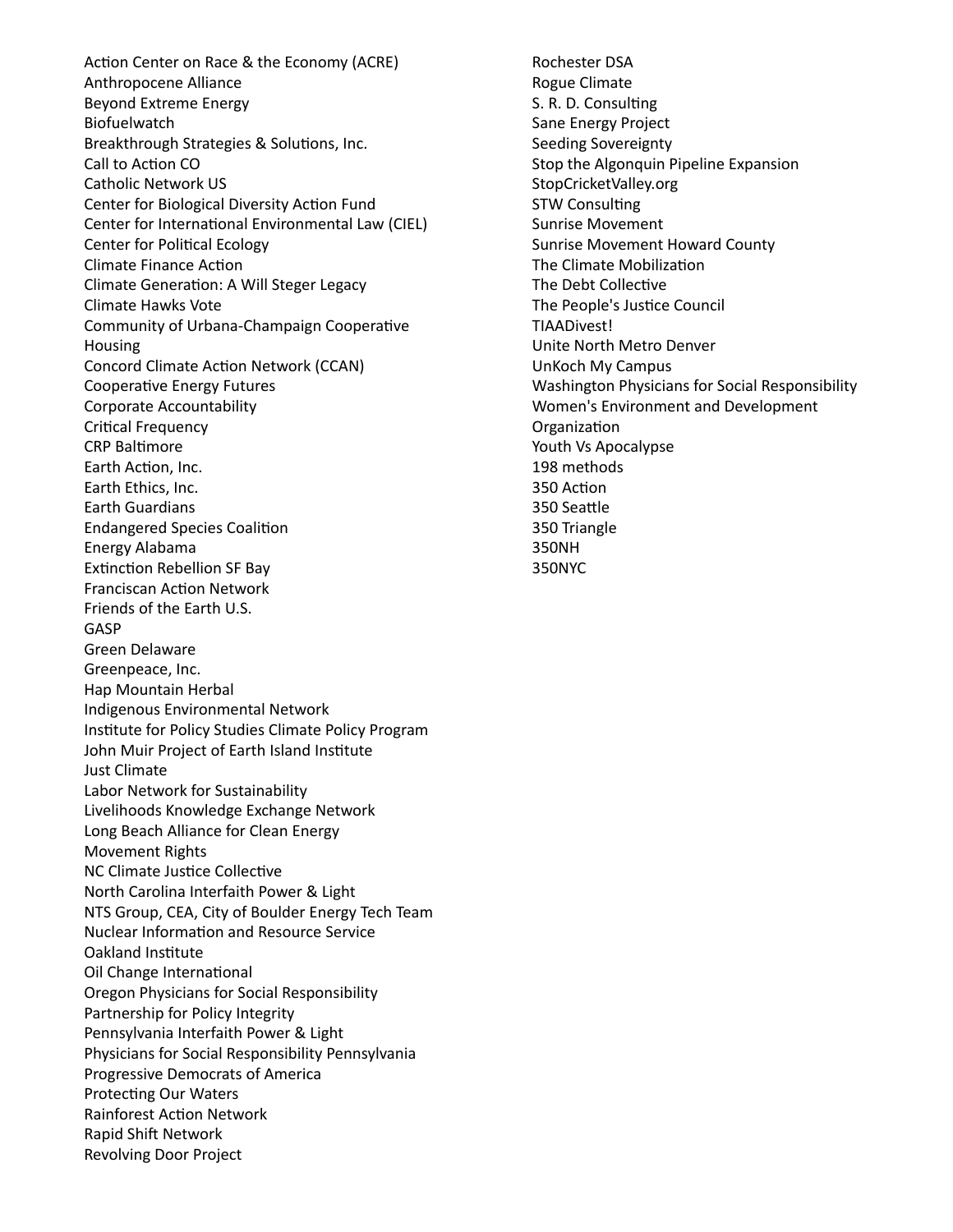Action Center on Race & the Economy (ACRE)
Anthropocene Alliance
Beyond Extreme Energy
Biofuelwatch
Breakthrough Strategies & Solutions, Inc.
Call to Action CO
Catholic Network US
Center for Biological Diversity Action Fund
Center for International Environmental Law (CIEL)
Center for Political Ecology
Climate Finance Action
Climate Generation: A Will Steger Legacy
Climate Hawks Vote
Community of Urbana-Champaign Cooperative Housing
Concord Climate Action Network (CCAN)
Cooperative Energy Futures
Corporate Accountability
Critical Frequency
CRP Baltimore
Earth Action, Inc.
Earth Ethics, Inc.
Earth Guardians
Endangered Species Coalition
Energy Alabama
Extinction Rebellion SF Bay
Franciscan Action Network
Friends of the Earth U.S.
GASP
Green Delaware
Greenpeace, Inc.
Hap Mountain Herbal
Indigenous Environmental Network
Institute for Policy Studies Climate Policy Program
John Muir Project of Earth Island Institute
Just Climate
Labor Network for Sustainability
Livelihoods Knowledge Exchange Network
Long Beach Alliance for Clean Energy
Movement Rights
NC Climate Justice Collective
North Carolina Interfaith Power & Light
NTS Group, CEA, City of Boulder Energy Tech Team
Nuclear Information and Resource Service
Oakland Institute
Oil Change International
Oregon Physicians for Social Responsibility
Partnership for Policy Integrity
Pennsylvania Interfaith Power & Light
Physicians for Social Responsibility Pennsylvania
Progressive Democrats of America
Protecting Our Waters
Rainforest Action Network
Rapid Shift Network
Revolving Door Project
Rochester DSA
Rogue Climate
S. R. D. Consulting
Sane Energy Project
Seeding Sovereignty
Stop the Algonquin Pipeline Expansion
StopCricketValley.org
STW Consulting
Sunrise Movement
Sunrise Movement Howard County
The Climate Mobilization
The Debt Collective
The People's Justice Council
TIAADivest!
Unite North Metro Denver
UnKoch My Campus
Washington Physicians for Social Responsibility
Women's Environment and Development Organization
Youth Vs Apocalypse
198 methods
350 Action
350 Seattle
350 Triangle
350NH
350NYC